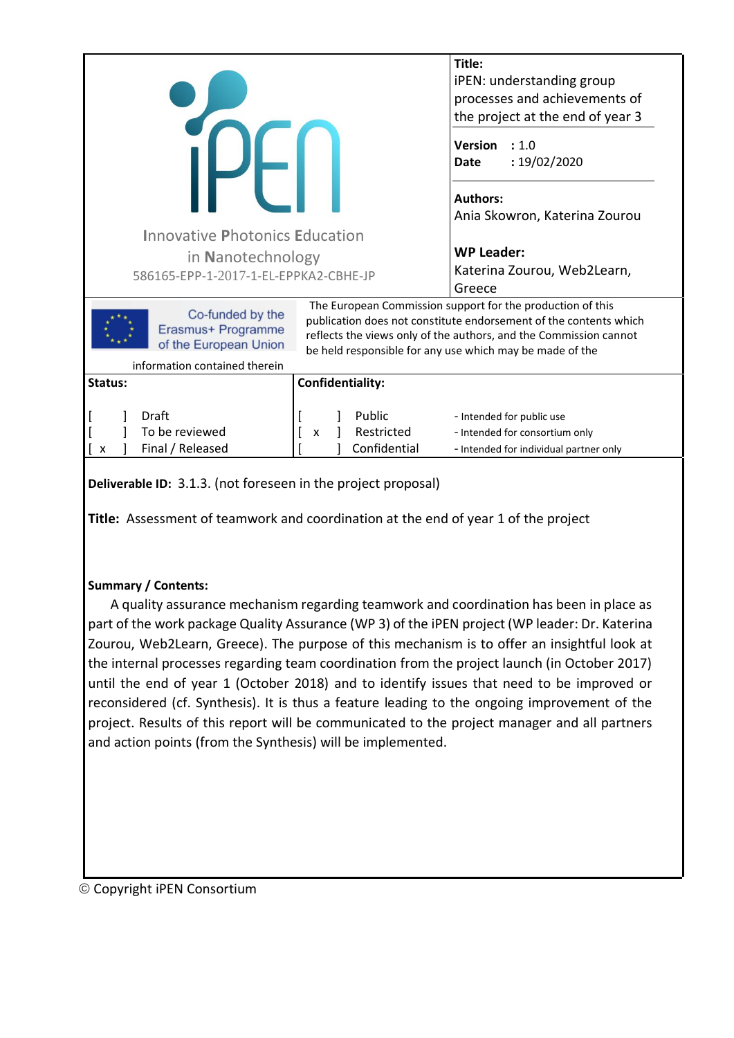| iPEN<br>Innovative Photonics Education in Nanotechnology<br>586165-EPP-1-2017-1-EL-EPPKA2-CBHE-JP | **Title:**<br>iPEN: understanding group processes and achievements of the project at the end of year 3<br><br>**Version** : 1.0<br>**Date** : 19/02/2020<br><br>**Authors:**<br>Ania Skowron, Katerina Zourou<br><br>**WP Leader:**<br>Katerina Zourou, Web2Learn, Greece |
|---|---|

Co-funded by the Erasmus+ Programme of the European Union

The European Commission support for the production of this publication does not constitute endorsement of the contents which reflects the views only of the authors, and the Commission cannot be held responsible for any use which may be made of the information contained therein

| **Status:** | **Confidentiality:** | |
|---|---|---|
| [ ] Draft | [ ] Public | - Intended for public use |
| [ ] To be reviewed | [ x ] Restricted | - Intended for consortium only |
| [ x ] Final / Released | [ ] Confidential | - Intended for individual partner only |

**Deliverable ID:** 3.1.3. (not foreseen in the project proposal)

**Title:** Assessment of teamwork and coordination at the end of year 1 of the project

**Summary / Contents:**

A quality assurance mechanism regarding teamwork and coordination has been in place as part of the work package Quality Assurance (WP 3) of the iPEN project (WP leader: Dr. Katerina Zourou, Web2Learn, Greece). The purpose of this mechanism is to offer an insightful look at the internal processes regarding team coordination from the project launch (in October 2017) until the end of year 1 (October 2018) and to identify issues that need to be improved or reconsidered (cf. Synthesis). It is thus a feature leading to the ongoing improvement of the project. Results of this report will be communicated to the project manager and all partners and action points (from the Synthesis) will be implemented.

© Copyright iPEN Consortium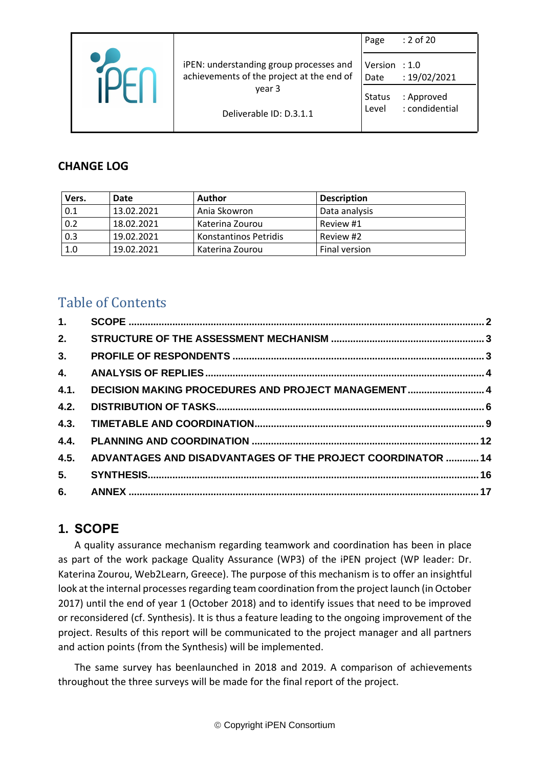## CHANGE LOG

| Vers. | Date | Author | Description |
|---|---|---|---|
| 0.1 | 13.02.2021 | Ania Skowron | Data analysis |
| 0.2 | 18.02.2021 | Katerina Zourou | Review #1 |
| 0.3 | 19.02.2021 | Konstantinos Petridis | Review #2 |
| 1.0 | 19.02.2021 | Katerina Zourou | Final version |

## Table of Contents

1. SCOPE ..... 2
2. STRUCTURE OF THE ASSESSMENT MECHANISM ..... 3
3. PROFILE OF RESPONDENTS ..... 3
4. ANALYSIS OF REPLIES ..... 4
4.1. DECISION MAKING PROCEDURES AND PROJECT MANAGEMENT ..... 4
4.2. DISTRIBUTION OF TASKS ..... 6
4.3. TIMETABLE AND COORDINATION ..... 9
4.4. PLANNING AND COORDINATION ..... 12
4.5. ADVANTAGES AND DISADVANTAGES OF THE PROJECT COORDINATOR ..... 14
5. SYNTHESIS ..... 16
6. ANNEX ..... 17

# 1. SCOPE

A quality assurance mechanism regarding teamwork and coordination has been in place as part of the work package Quality Assurance (WP3) of the iPEN project (WP leader: Dr. Katerina Zourou, Web2Learn, Greece). The purpose of this mechanism is to offer an insightful look at the internal processes regarding team coordination from the project launch (in October 2017) until the end of year 1 (October 2018) and to identify issues that need to be improved or reconsidered (cf. Synthesis). It is thus a feature leading to the ongoing improvement of the project. Results of this report will be communicated to the project manager and all partners and action points (from the Synthesis) will be implemented.

The same survey has beenlaunched in 2018 and 2019. A comparison of achievements throughout the three surveys will be made for the final report of the project.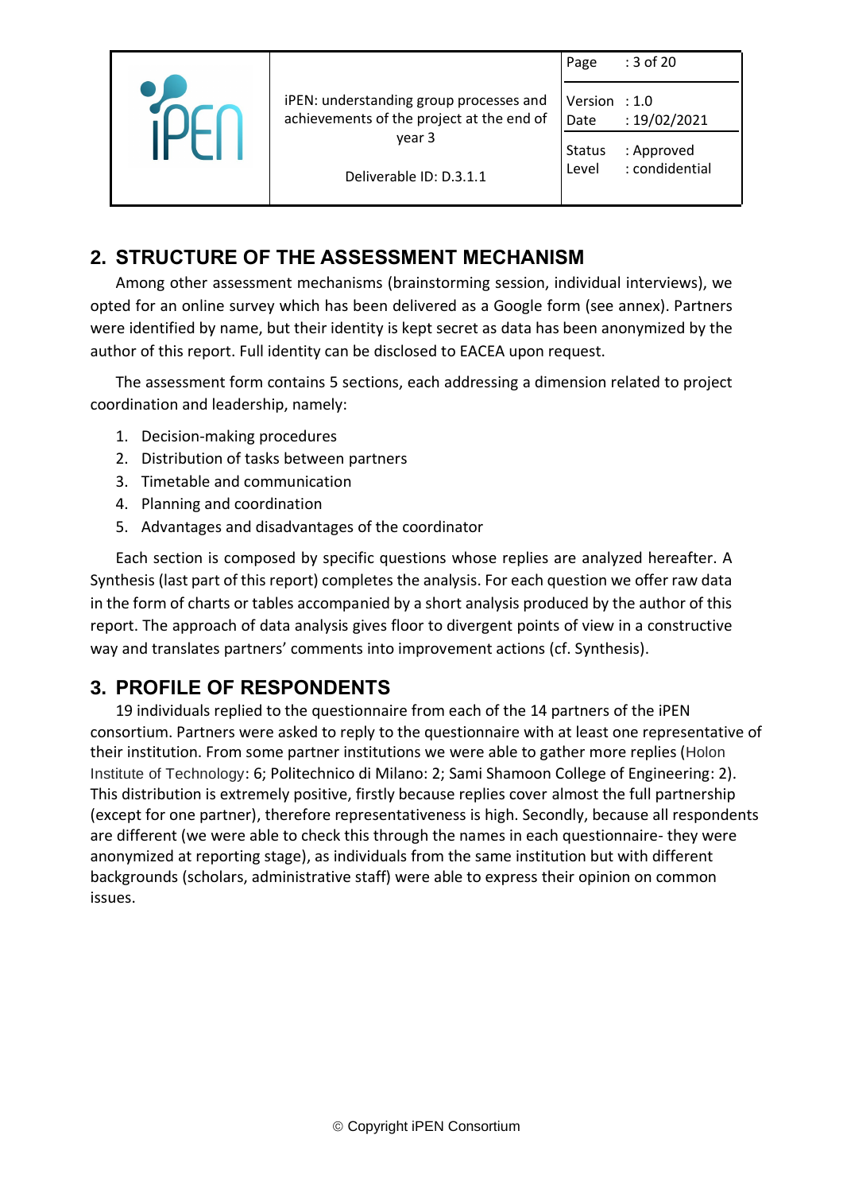## 2. STRUCTURE OF THE ASSESSMENT MECHANISM

Among other assessment mechanisms (brainstorming session, individual interviews), we opted for an online survey which has been delivered as a Google form (see annex). Partners were identified by name, but their identity is kept secret as data has been anonymized by the author of this report. Full identity can be disclosed to EACEA upon request.

The assessment form contains 5 sections, each addressing a dimension related to project coordination and leadership, namely:

1. Decision-making procedures
2. Distribution of tasks between partners
3. Timetable and communication
4. Planning and coordination
5. Advantages and disadvantages of the coordinator

Each section is composed by specific questions whose replies are analyzed hereafter. A Synthesis (last part of this report) completes the analysis. For each question we offer raw data in the form of charts or tables accompanied by a short analysis produced by the author of this report. The approach of data analysis gives floor to divergent points of view in a constructive way and translates partners' comments into improvement actions (cf. Synthesis).

## 3. PROFILE OF RESPONDENTS

19 individuals replied to the questionnaire from each of the 14 partners of the iPEN consortium. Partners were asked to reply to the questionnaire with at least one representative of their institution. From some partner institutions we were able to gather more replies (Holon Institute of Technology: 6; Politechnico di Milano: 2; Sami Shamoon College of Engineering: 2). This distribution is extremely positive, firstly because replies cover almost the full partnership (except for one partner), therefore representativeness is high. Secondly, because all respondents are different (we were able to check this through the names in each questionnaire- they were anonymized at reporting stage), as individuals from the same institution but with different backgrounds (scholars, administrative staff) were able to express their opinion on common issues.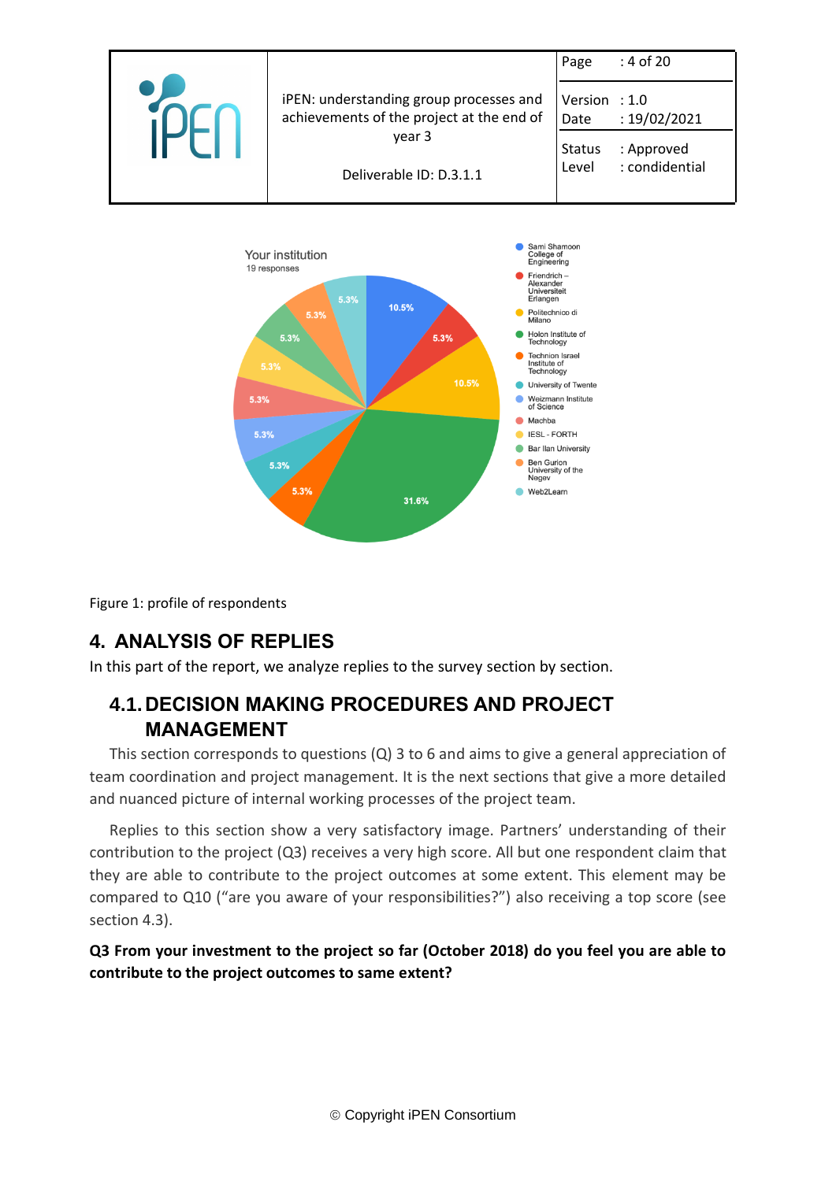Your institution
19 responses

- Sami Shamoon College of Engineering: 10.5%
- Friendrich – Alexander Universiteit Erlangen: 5.3%
- Politechnico di Milano: 10.5%
- Holon Institute of Technology: 31.6%
- Technion Israel Institute of Technology: 5.3%
- University of Twente: 5.3%
- Weizmann Institute of Science: 5.3%
- Machba: 5.3%
- IESL - FORTH: 5.3%
- Bar Ilan University: 5.3%
- Ben Gurion University of the Negev: 5.3%
- Web2Learn: 5.3%

Figure 1: profile of respondents

# 4. ANALYSIS OF REPLIES

In this part of the report, we analyze replies to the survey section by section.

## 4.1. DECISION MAKING PROCEDURES AND PROJECT MANAGEMENT

This section corresponds to questions (Q) 3 to 6 and aims to give a general appreciation of team coordination and project management. It is the next sections that give a more detailed and nuanced picture of internal working processes of the project team.

Replies to this section show a very satisfactory image. Partners' understanding of their contribution to the project (Q3) receives a very high score. All but one respondent claim that they are able to contribute to the project outcomes at some extent. This element may be compared to Q10 ("are you aware of your responsibilities?") also receiving a top score (see section 4.3).

**Q3 From your investment to the project so far (October 2018) do you feel you are able to contribute to the project outcomes to same extent?**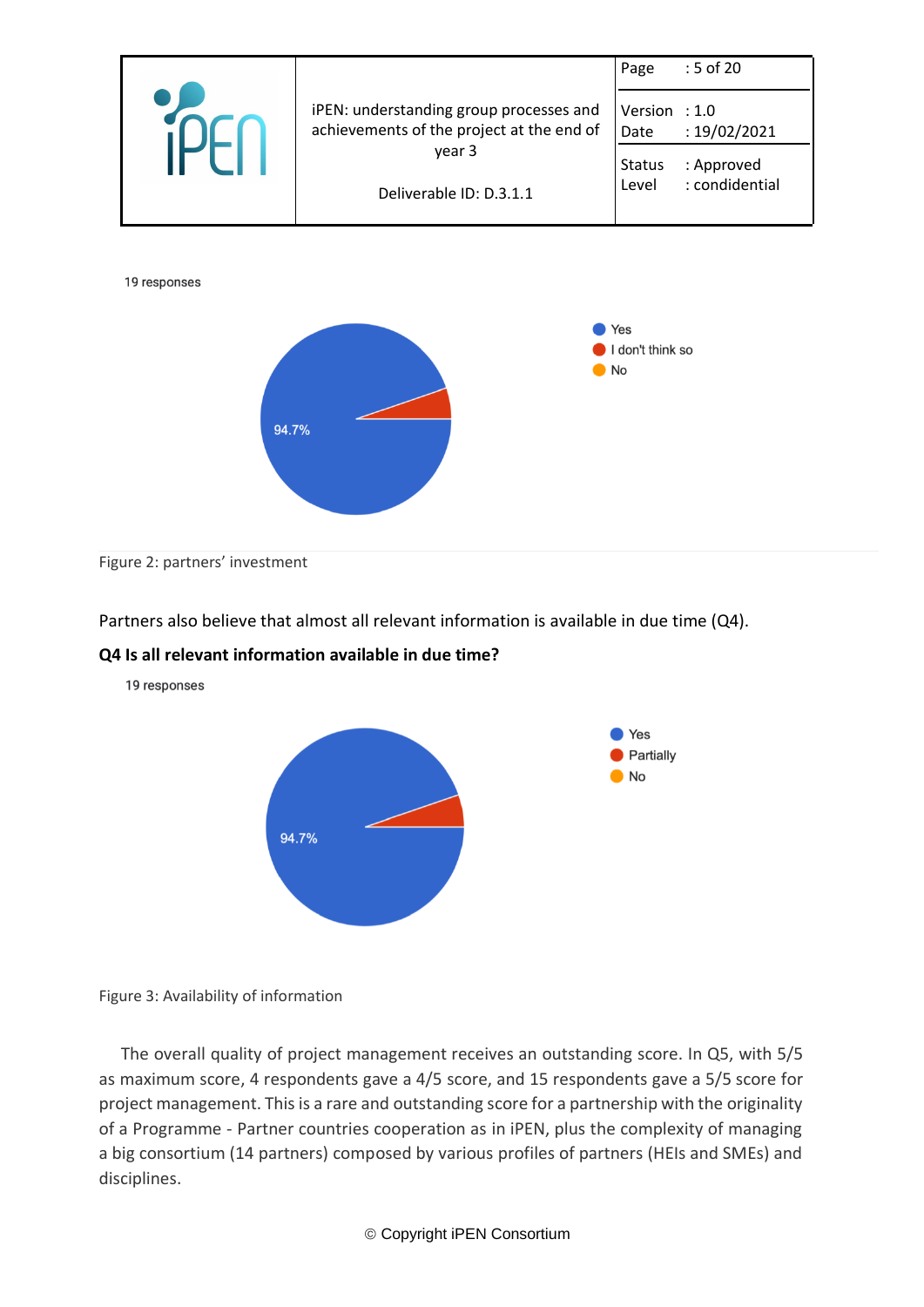19 responses

- Yes
- I don't think so
- No

94.7%

Figure 2: partners' investment

Partners also believe that almost all relevant information is available in due time (Q4).

**Q4 Is all relevant information available in due time?**

19 responses

- Yes
- Partially
- No

94.7%

Figure 3: Availability of information

The overall quality of project management receives an outstanding score. In Q5, with 5/5 as maximum score, 4 respondents gave a 4/5 score, and 15 respondents gave a 5/5 score for project management. This is a rare and outstanding score for a partnership with the originality of a Programme - Partner countries cooperation as in iPEN, plus the complexity of managing a big consortium (14 partners) composed by various profiles of partners (HEIs and SMEs) and disciplines.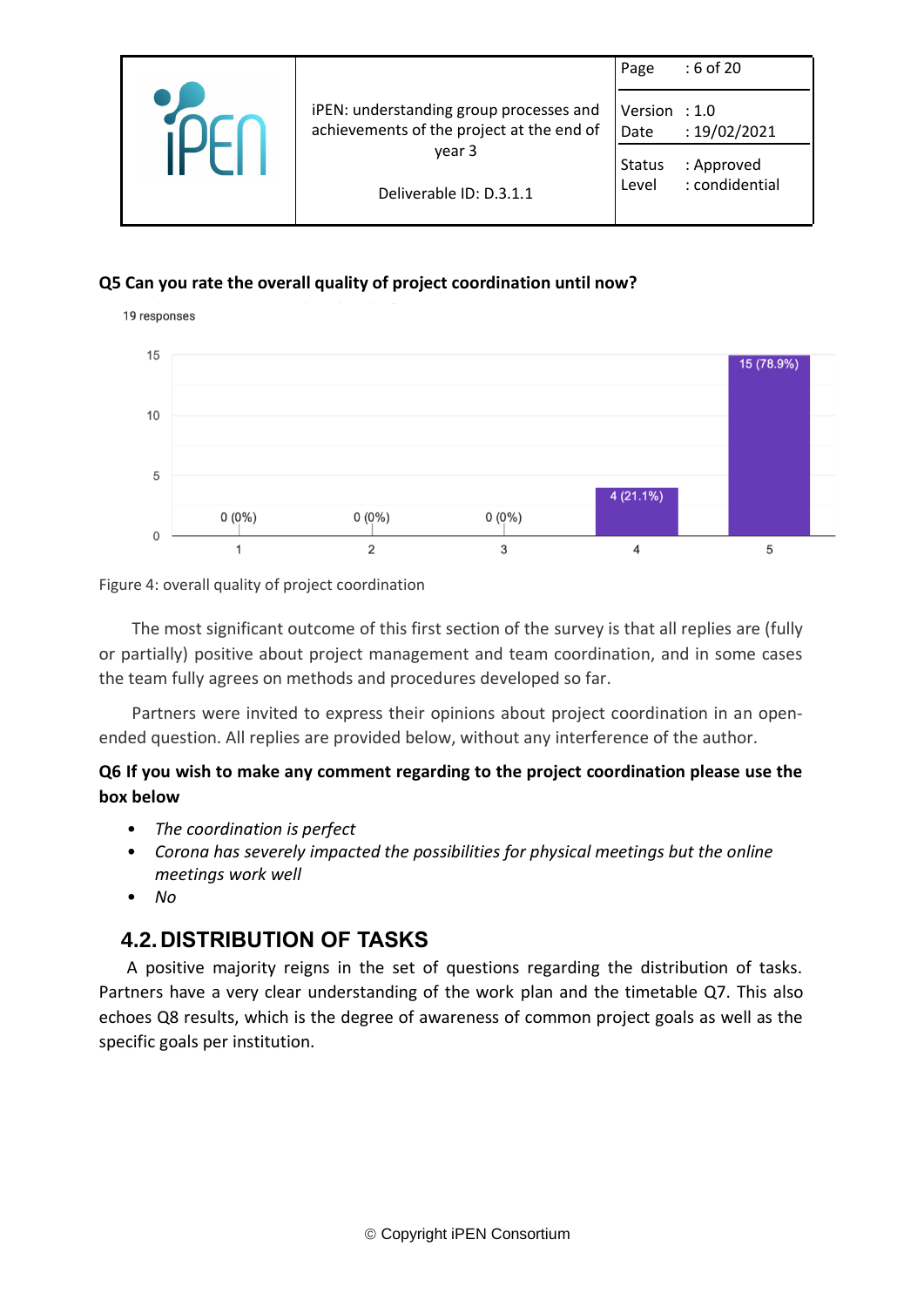**Q5 Can you rate the overall quality of project coordination until now?**

19 responses

| Rating | Responses |
|---|---|
| 1 | 0 (0%) |
| 2 | 0 (0%) |
| 3 | 0 (0%) |
| 4 | 4 (21.1%) |
| 5 | 15 (78.9%) |

Figure 4: overall quality of project coordination

The most significant outcome of this first section of the survey is that all replies are (fully or partially) positive about project management and team coordination, and in some cases the team fully agrees on methods and procedures developed so far.

Partners were invited to express their opinions about project coordination in an open-ended question. All replies are provided below, without any interference of the author.

**Q6 If you wish to make any comment regarding to the project coordination please use the box below**

- *The coordination is perfect*
- *Corona has severely impacted the possibilities for physical meetings but the online meetings work well*
- *No*

## 4.2. DISTRIBUTION OF TASKS

A positive majority reigns in the set of questions regarding the distribution of tasks. Partners have a very clear understanding of the work plan and the timetable Q7. This also echoes Q8 results, which is the degree of awareness of common project goals as well as the specific goals per institution.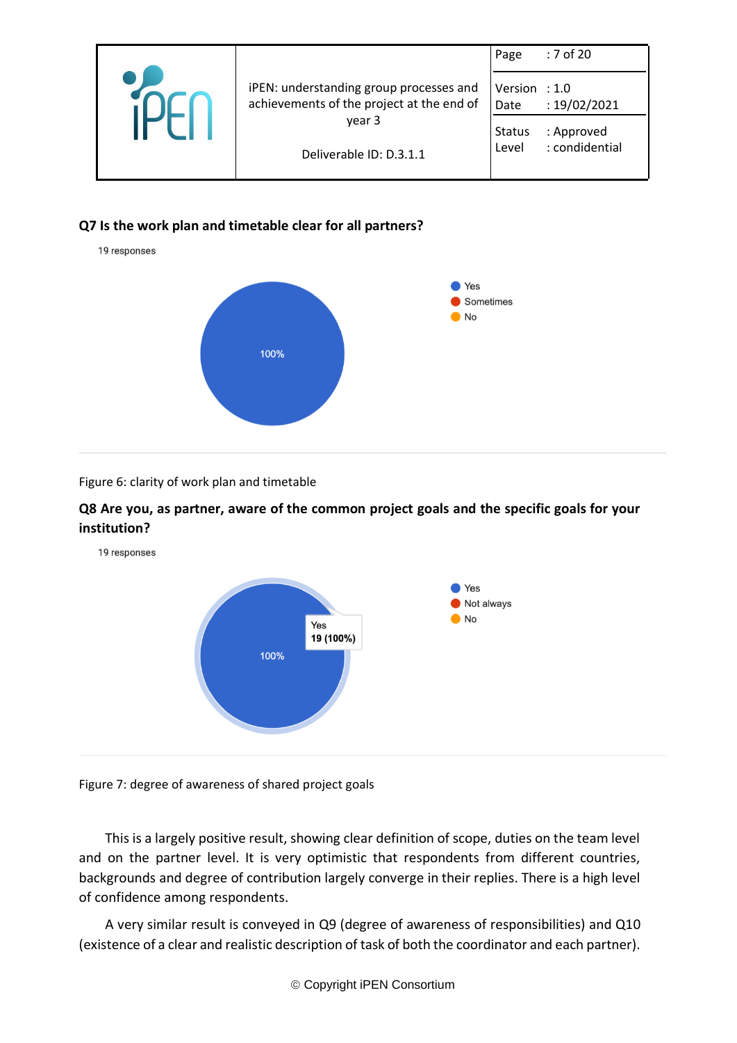**Q7 Is the work plan and timetable clear for all partners?**

19 responses

- Yes
- Sometimes
- No

100%

Figure 6: clarity of work plan and timetable

**Q8 Are you, as partner, aware of the common project goals and the specific goals for your institution?**

19 responses

- Yes
- Not always
- No

Yes
19 (100%)

100%

Figure 7: degree of awareness of shared project goals

This is a largely positive result, showing clear definition of scope, duties on the team level and on the partner level. It is very optimistic that respondents from different countries, backgrounds and degree of contribution largely converge in their replies. There is a high level of confidence among respondents.

A very similar result is conveyed in Q9 (degree of awareness of responsibilities) and Q10 (existence of a clear and realistic description of task of both the coordinator and each partner).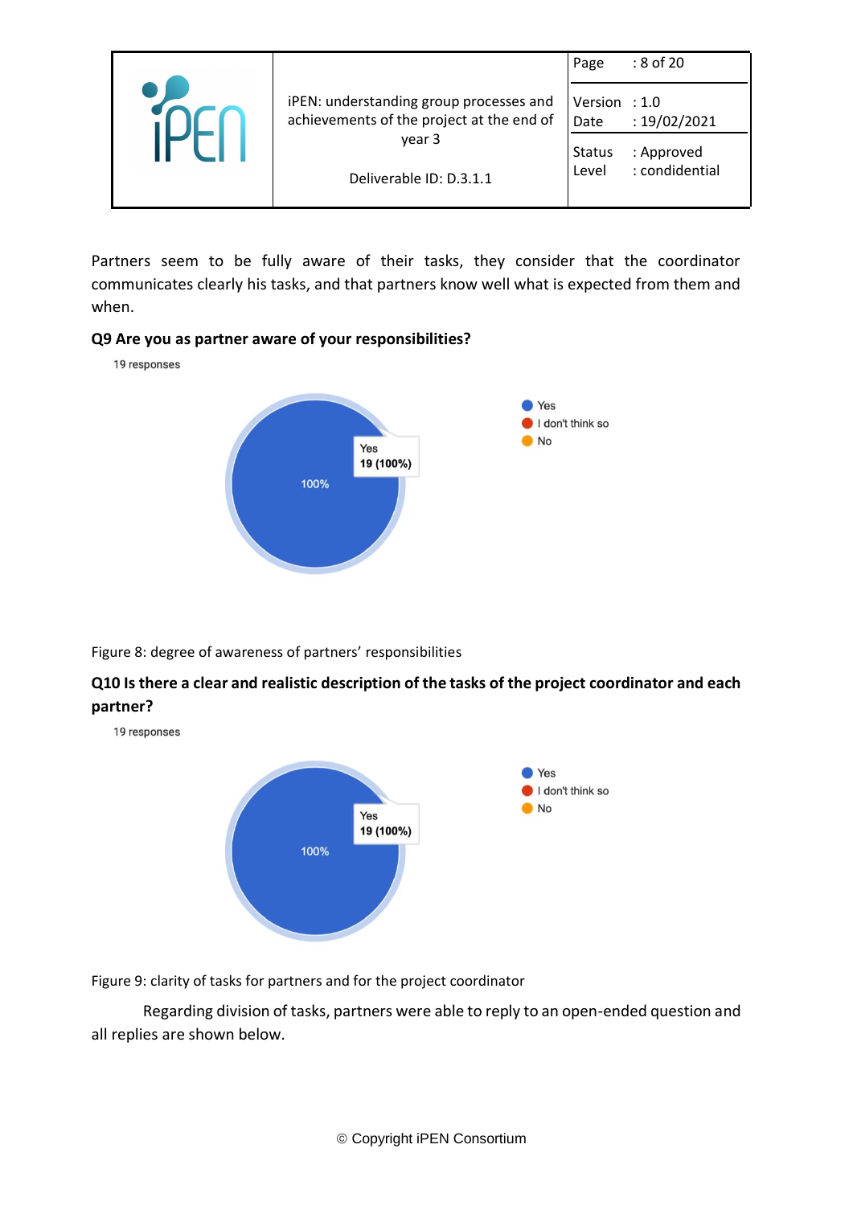Partners seem to be fully aware of their tasks, they consider that the coordinator communicates clearly his tasks, and that partners know well what is expected from them and when.

**Q9 Are you as partner aware of your responsibilities?**

19 responses

Yes
19 (100%)

100%

- Yes
- I don't think so
- No

Figure 8: degree of awareness of partners' responsibilities

**Q10 Is there a clear and realistic description of the tasks of the project coordinator and each partner?**

19 responses

Yes
19 (100%)

100%

- Yes
- I don't think so
- No

Figure 9: clarity of tasks for partners and for the project coordinator

Regarding division of tasks, partners were able to reply to an open-ended question and all replies are shown below.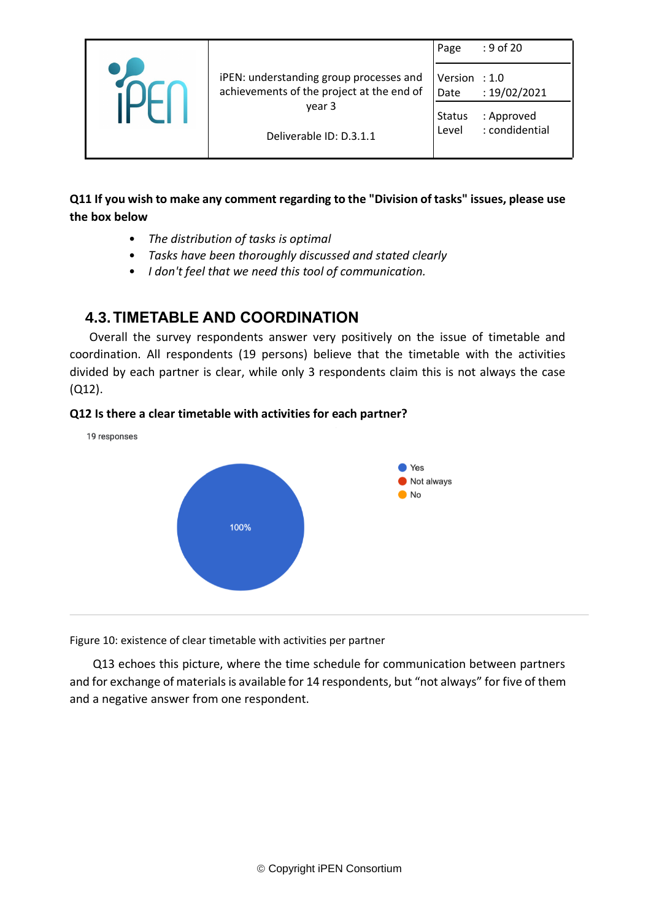**Q11 If you wish to make any comment regarding to the "Division of tasks" issues, please use the box below**

- *The distribution of tasks is optimal*
- *Tasks have been thoroughly discussed and stated clearly*
- *I don't feel that we need this tool of communication.*

## 4.3. TIMETABLE AND COORDINATION

Overall the survey respondents answer very positively on the issue of timetable and coordination. All respondents (19 persons) believe that the timetable with the activities divided by each partner is clear, while only 3 respondents claim this is not always the case (Q12).

**Q12 Is there a clear timetable with activities for each partner?**

19 responses

| Answer | Share |
| --- | --- |
| Yes | 100% |
| Not always | |
| No | |

Figure 10: existence of clear timetable with activities per partner

Q13 echoes this picture, where the time schedule for communication between partners and for exchange of materials is available for 14 respondents, but "not always" for five of them and a negative answer from one respondent.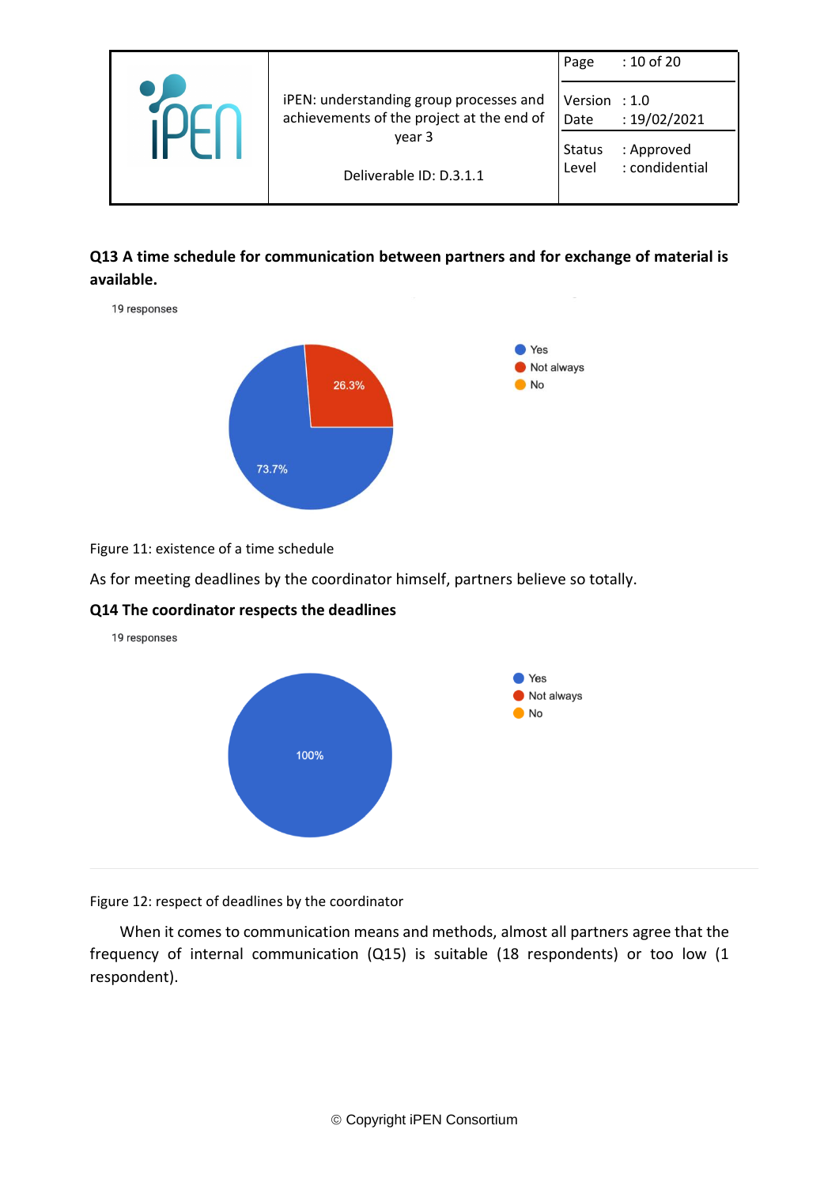**Q13 A time schedule for communication between partners and for exchange of material is available.**

19 responses

- Yes: 73.7%
- Not always: 26.3%
- No

Figure 11: existence of a time schedule

As for meeting deadlines by the coordinator himself, partners believe so totally.

**Q14 The coordinator respects the deadlines**

19 responses

- Yes: 100%
- Not always
- No

Figure 12: respect of deadlines by the coordinator

When it comes to communication means and methods, almost all partners agree that the frequency of internal communication (Q15) is suitable (18 respondents) or too low (1 respondent).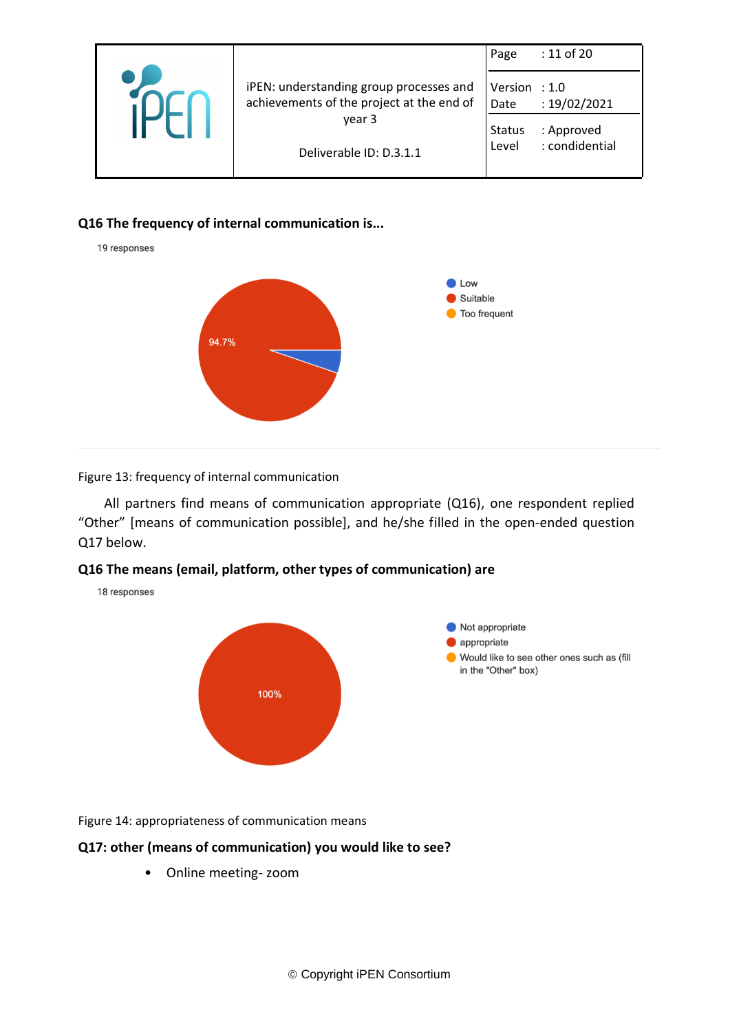**Q16 The frequency of internal communication is...**

19 responses

- Low
- Suitable
- Too frequent

94.7%

Figure 13: frequency of internal communication

All partners find means of communication appropriate (Q16), one respondent replied "Other" [means of communication possible], and he/she filled in the open-ended question Q17 below.

**Q16 The means (email, platform, other types of communication) are**

18 responses

- Not appropriate
- appropriate
- Would like to see other ones such as (fill in the "Other" box)

100%

Figure 14: appropriateness of communication means

**Q17: other (means of communication) you would like to see?**

- Online meeting- zoom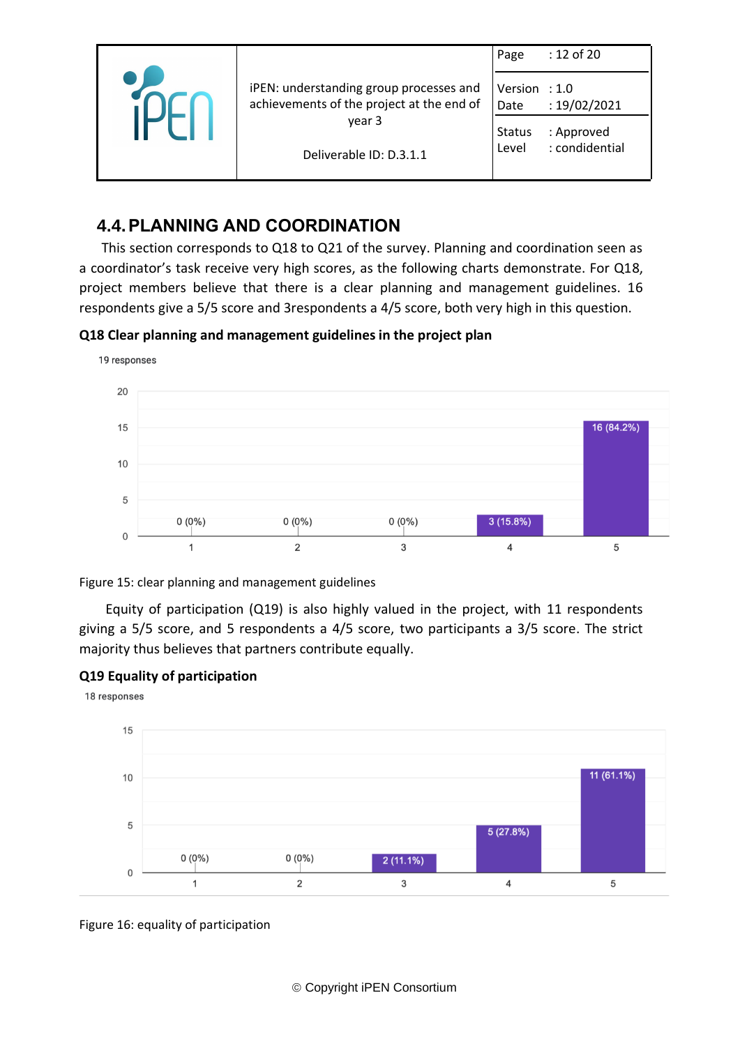## 4.4. PLANNING AND COORDINATION

This section corresponds to Q18 to Q21 of the survey. Planning and coordination seen as a coordinator's task receive very high scores, as the following charts demonstrate. For Q18, project members believe that there is a clear planning and management guidelines. 16 respondents give a 5/5 score and 3respondents a 4/5 score, both very high in this question.

**Q18 Clear planning and management guidelines in the project plan**

19 responses

| Score | 1 | 2 | 3 | 4 | 5 |
|---|---|---|---|---|---|
| Responses | 0 (0%) | 0 (0%) | 0 (0%) | 3 (15.8%) | 16 (84.2%) |

Figure 15: clear planning and management guidelines

Equity of participation (Q19) is also highly valued in the project, with 11 respondents giving a 5/5 score, and 5 respondents a 4/5 score, two participants a 3/5 score. The strict majority thus believes that partners contribute equally.

**Q19 Equality of participation**

18 responses

| Score | 1 | 2 | 3 | 4 | 5 |
|---|---|---|---|---|---|
| Responses | 0 (0%) | 0 (0%) | 2 (11.1%) | 5 (27.8%) | 11 (61.1%) |

Figure 16: equality of participation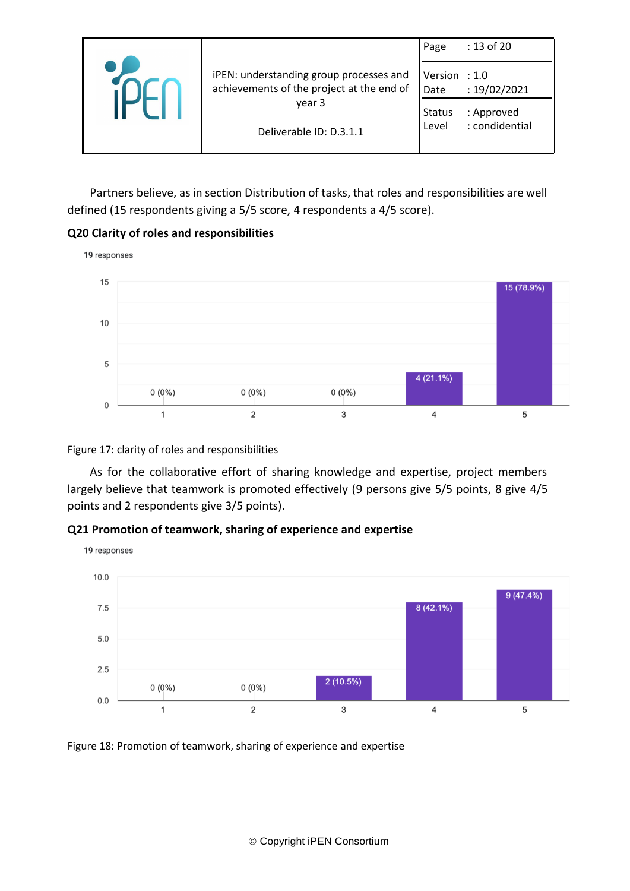Partners believe, as in section Distribution of tasks, that roles and responsibilities are well defined (15 respondents giving a 5/5 score, 4 respondents a 4/5 score).

### Q20 Clarity of roles and responsibilities

19 responses

| Score | Responses |
|---|---|
| 1 | 0 (0%) |
| 2 | 0 (0%) |
| 3 | 0 (0%) |
| 4 | 4 (21.1%) |
| 5 | 15 (78.9%) |

Figure 17: clarity of roles and responsibilities

As for the collaborative effort of sharing knowledge and expertise, project members largely believe that teamwork is promoted effectively (9 persons give 5/5 points, 8 give 4/5 points and 2 respondents give 3/5 points).

### Q21 Promotion of teamwork, sharing of experience and expertise

19 responses

| Score | Responses |
|---|---|
| 1 | 0 (0%) |
| 2 | 0 (0%) |
| 3 | 2 (10.5%) |
| 4 | 8 (42.1%) |
| 5 | 9 (47.4%) |

Figure 18: Promotion of teamwork, sharing of experience and expertise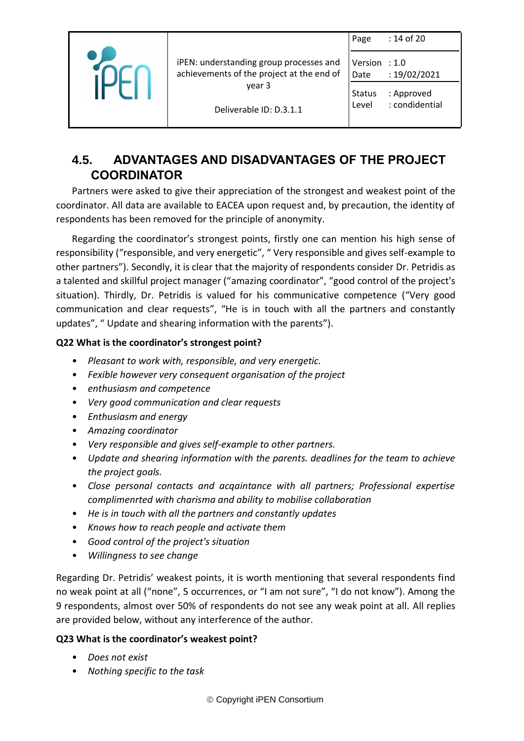## 4.5. ADVANTAGES AND DISADVANTAGES OF THE PROJECT COORDINATOR

Partners were asked to give their appreciation of the strongest and weakest point of the coordinator. All data are available to EACEA upon request and, by precaution, the identity of respondents has been removed for the principle of anonymity.

Regarding the coordinator's strongest points, firstly one can mention his high sense of responsibility ("responsible, and very energetic", " Very responsible and gives self-example to other partners"). Secondly, it is clear that the majority of respondents consider Dr. Petridis as a talented and skillful project manager ("amazing coordinator", "good control of the project's situation). Thirdly, Dr. Petridis is valued for his communicative competence ("Very good communication and clear requests", "He is in touch with all the partners and constantly updates", " Update and shearing information with the parents").

**Q22 What is the coordinator's strongest point?**

- *Pleasant to work with, responsible, and very energetic.*
- *Fexible however very consequent organisation of the project*
- *enthusiasm and competence*
- *Very good communication and clear requests*
- *Enthusiasm and energy*
- *Amazing coordinator*
- *Very responsible and gives self-example to other partners.*
- *Update and shearing information with the parents. deadlines for the team to achieve the project goals.*
- *Close personal contacts and acqaintance with all partners; Professional expertise complimenrted with charisma and ability to mobilise collaboration*
- *He is in touch with all the partners and constantly updates*
- *Knows how to reach people and activate them*
- *Good control of the project's situation*
- *Willingness to see change*

Regarding Dr. Petridis' weakest points, it is worth mentioning that several respondents find no weak point at all ("none", 5 occurrences, or "I am not sure", "I do not know"). Among the 9 respondents, almost over 50% of respondents do not see any weak point at all. All replies are provided below, without any interference of the author.

**Q23 What is the coordinator's weakest point?**

- *Does not exist*
- *Nothing specific to the task*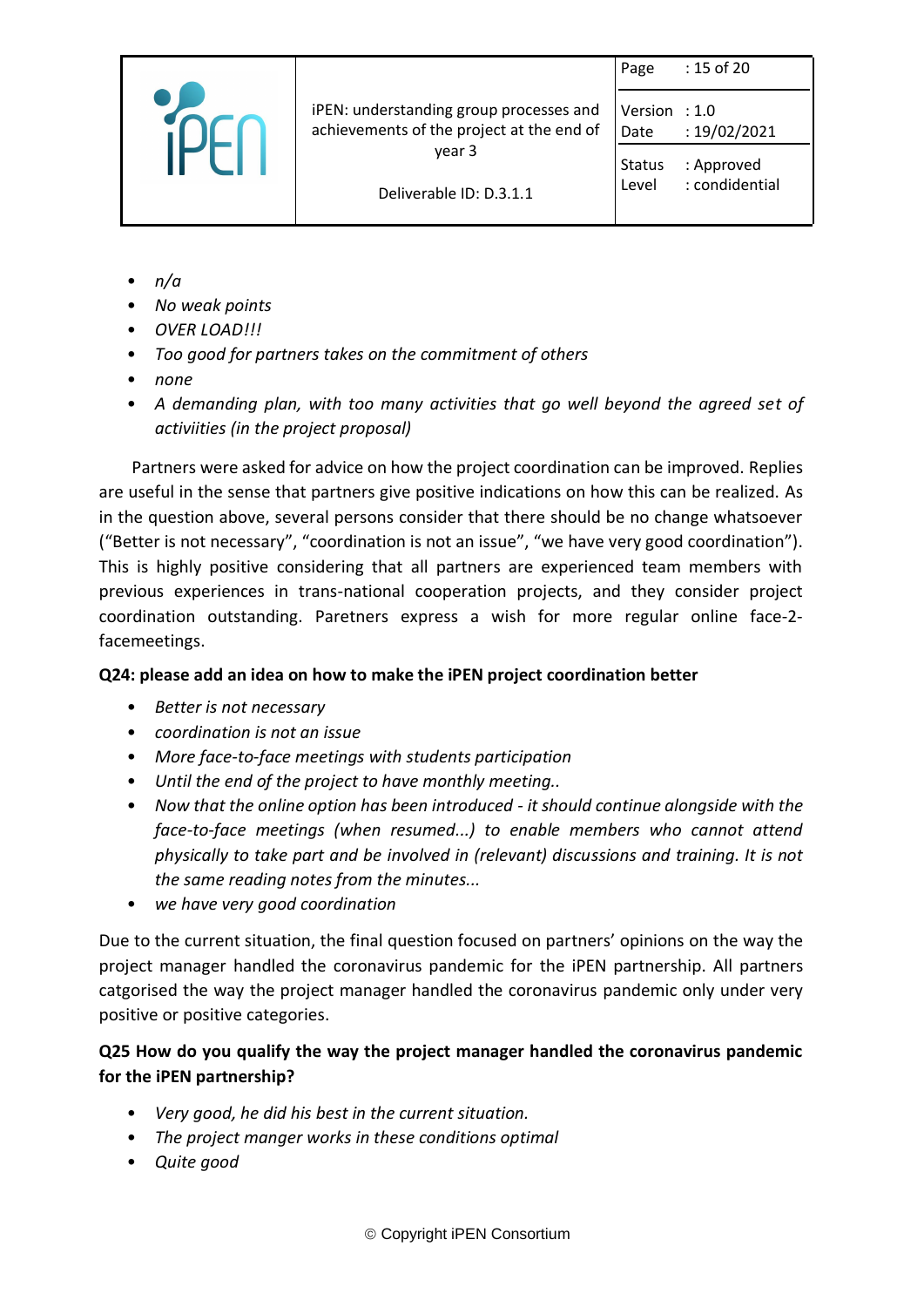- *n/a*
- *No weak points*
- *OVER LOAD!!!*
- *Too good for partners takes on the commitment of others*
- *none*
- *A demanding plan, with too many activities that go well beyond the agreed set of activiities (in the project proposal)*

Partners were asked for advice on how the project coordination can be improved. Replies are useful in the sense that partners give positive indications on how this can be realized. As in the question above, several persons consider that there should be no change whatsoever ("Better is not necessary", "coordination is not an issue", "we have very good coordination"). This is highly positive considering that all partners are experienced team members with previous experiences in trans-national cooperation projects, and they consider project coordination outstanding. Paretners express a wish for more regular online face-2-facemeetings.

**Q24: please add an idea on how to make the iPEN project coordination better**

- *Better is not necessary*
- *coordination is not an issue*
- *More face-to-face meetings with students participation*
- *Until the end of the project to have monthly meeting..*
- *Now that the online option has been introduced - it should continue alongside with the face-to-face meetings (when resumed...) to enable members who cannot attend physically to take part and be involved in (relevant) discussions and training. It is not the same reading notes from the minutes...*
- *we have very good coordination*

Due to the current situation, the final question focused on partners' opinions on the way the project manager handled the coronavirus pandemic for the iPEN partnership. All partners catgorised the way the project manager handled the coronavirus pandemic only under very positive or positive categories.

**Q25 How do you qualify the way the project manager handled the coronavirus pandemic for the iPEN partnership?**

- *Very good, he did his best in the current situation.*
- *The project manger works in these conditions optimal*
- *Quite good*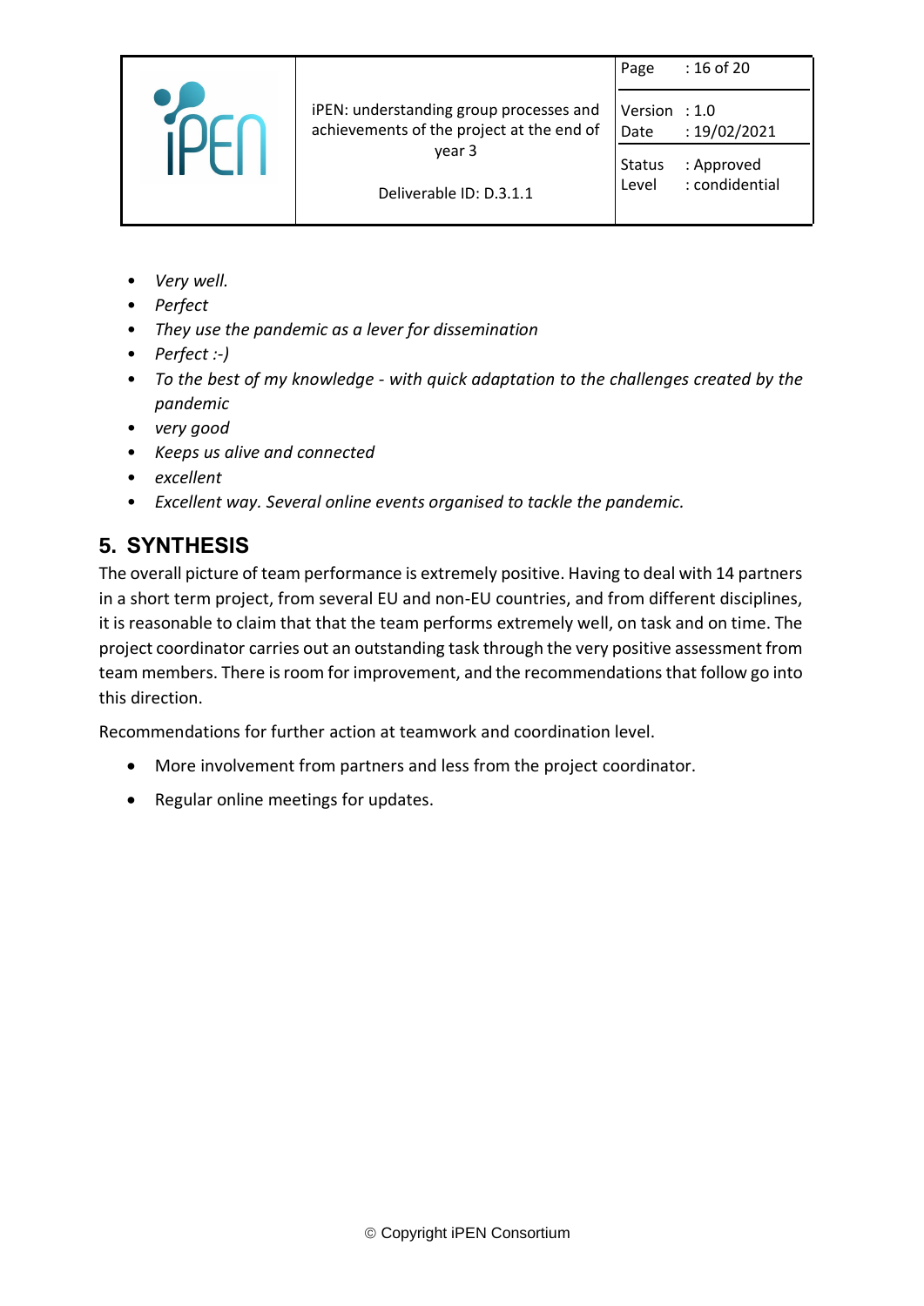- *Very well.*
- *Perfect*
- *They use the pandemic as a lever for dissemination*
- *Perfect :-)*
- *To the best of my knowledge - with quick adaptation to the challenges created by the pandemic*
- *very good*
- *Keeps us alive and connected*
- *excellent*
- *Excellent way. Several online events organised to tackle the pandemic.*

## 5. SYNTHESIS

The overall picture of team performance is extremely positive. Having to deal with 14 partners in a short term project, from several EU and non-EU countries, and from different disciplines, it is reasonable to claim that that the team performs extremely well, on task and on time. The project coordinator carries out an outstanding task through the very positive assessment from team members. There is room for improvement, and the recommendations that follow go into this direction.

Recommendations for further action at teamwork and coordination level.

- More involvement from partners and less from the project coordinator.
- Regular online meetings for updates.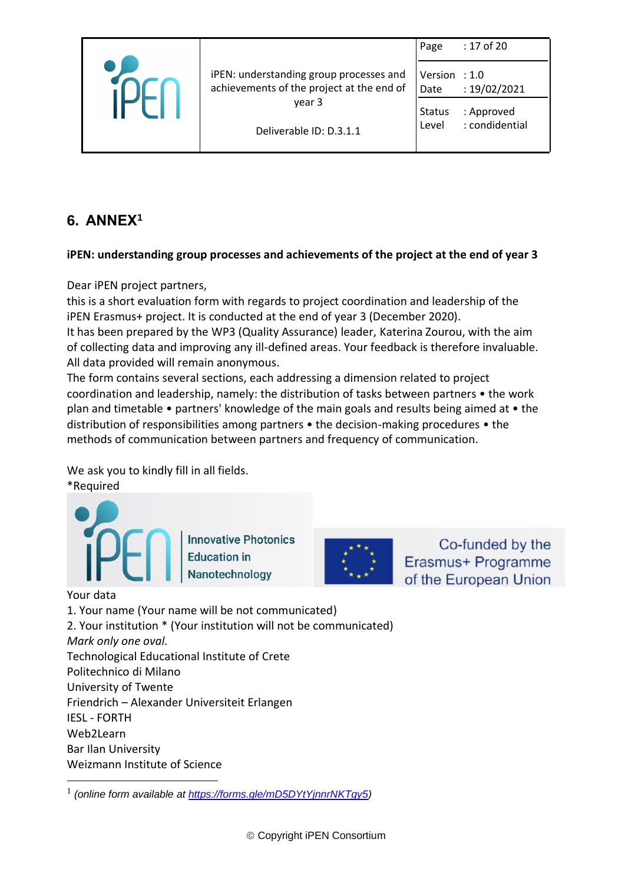# 6. ANNEX[1]

**iPEN: understanding group processes and achievements of the project at the end of year 3**

Dear iPEN project partners,
this is a short evaluation form with regards to project coordination and leadership of the iPEN Erasmus+ project. It is conducted at the end of year 3 (December 2020).
It has been prepared by the WP3 (Quality Assurance) leader, Katerina Zourou, with the aim of collecting data and improving any ill-defined areas. Your feedback is therefore invaluable.
All data provided will remain anonymous.
The form contains several sections, each addressing a dimension related to project coordination and leadership, namely: the distribution of tasks between partners • the work plan and timetable • partners' knowledge of the main goals and results being aimed at • the distribution of responsibilities among partners • the decision-making procedures • the methods of communication between partners and frequency of communication.

We ask you to kindly fill in all fields.
*Required

Innovative Photonics Education in Nanotechnology

Co-funded by the Erasmus+ Programme of the European Union

Your data
1. Your name (Your name will be not communicated)
2. Your institution * (Your institution will not be communicated)
*Mark only one oval.*
Technological Educational Institute of Crete
Politechnico di Milano
University of Twente
Friendrich – Alexander Universiteit Erlangen
IESL - FORTH
Web2Learn
Bar Ilan University
Weizmann Institute of Science

[1] *(online form available at https://forms.gle/mD5DYtYjnnrNKTgy5)*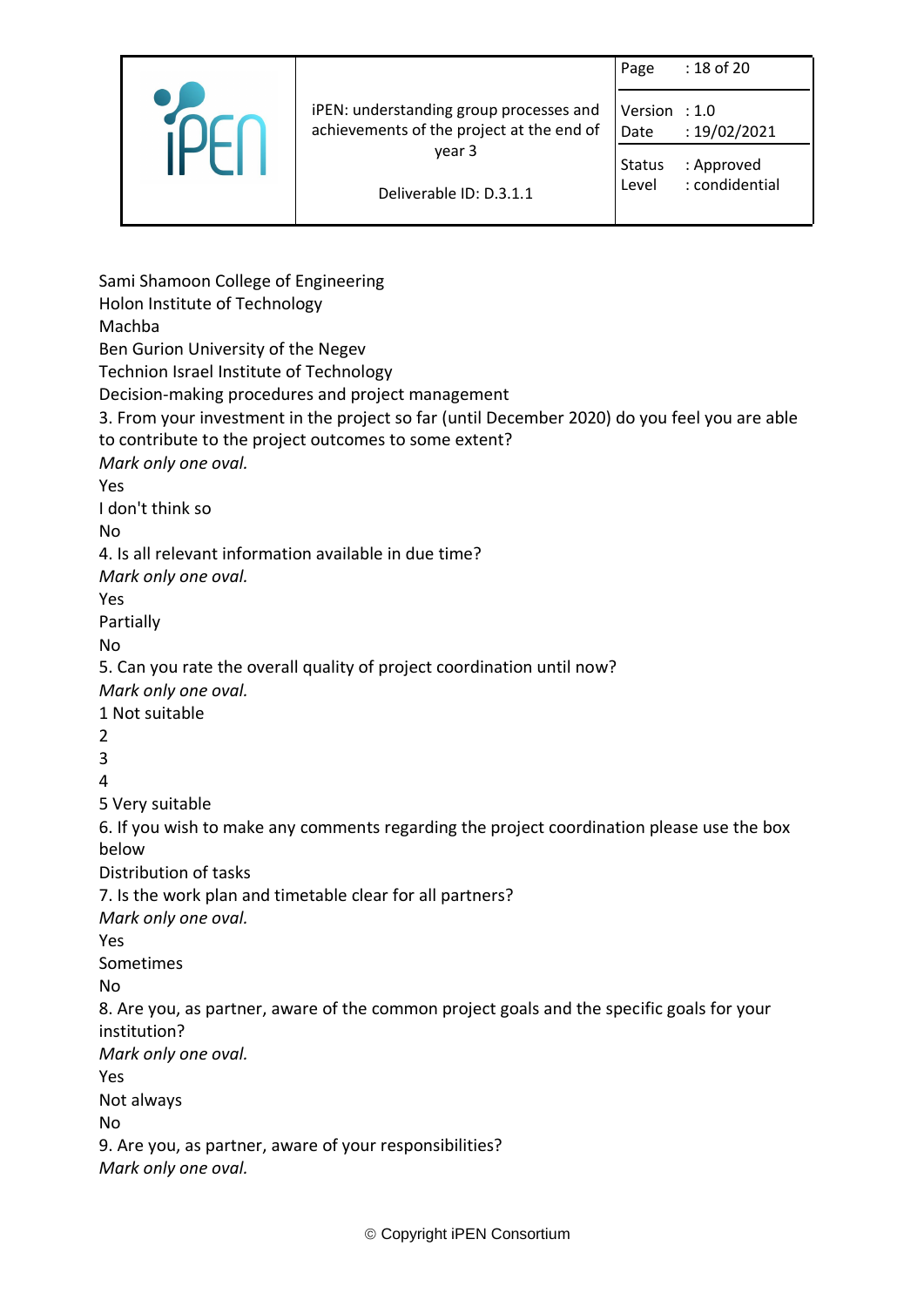Sami Shamoon College of Engineering
Holon Institute of Technology
Machba
Ben Gurion University of the Negev
Technion Israel Institute of Technology

Decision-making procedures and project management

3. From your investment in the project so far (until December 2020) do you feel you are able to contribute to the project outcomes to some extent?

*Mark only one oval.*

Yes
I don't think so
No

4. Is all relevant information available in due time?

*Mark only one oval.*

Yes
Partially
No

5. Can you rate the overall quality of project coordination until now?

*Mark only one oval.*

1 Not suitable
2
3
4
5 Very suitable

6. If you wish to make any comments regarding the project coordination please use the box below

Distribution of tasks

7. Is the work plan and timetable clear for all partners?

*Mark only one oval.*

Yes
Sometimes
No

8. Are you, as partner, aware of the common project goals and the specific goals for your institution?

*Mark only one oval.*

Yes
Not always
No

9. Are you, as partner, aware of your responsibilities?

*Mark only one oval.*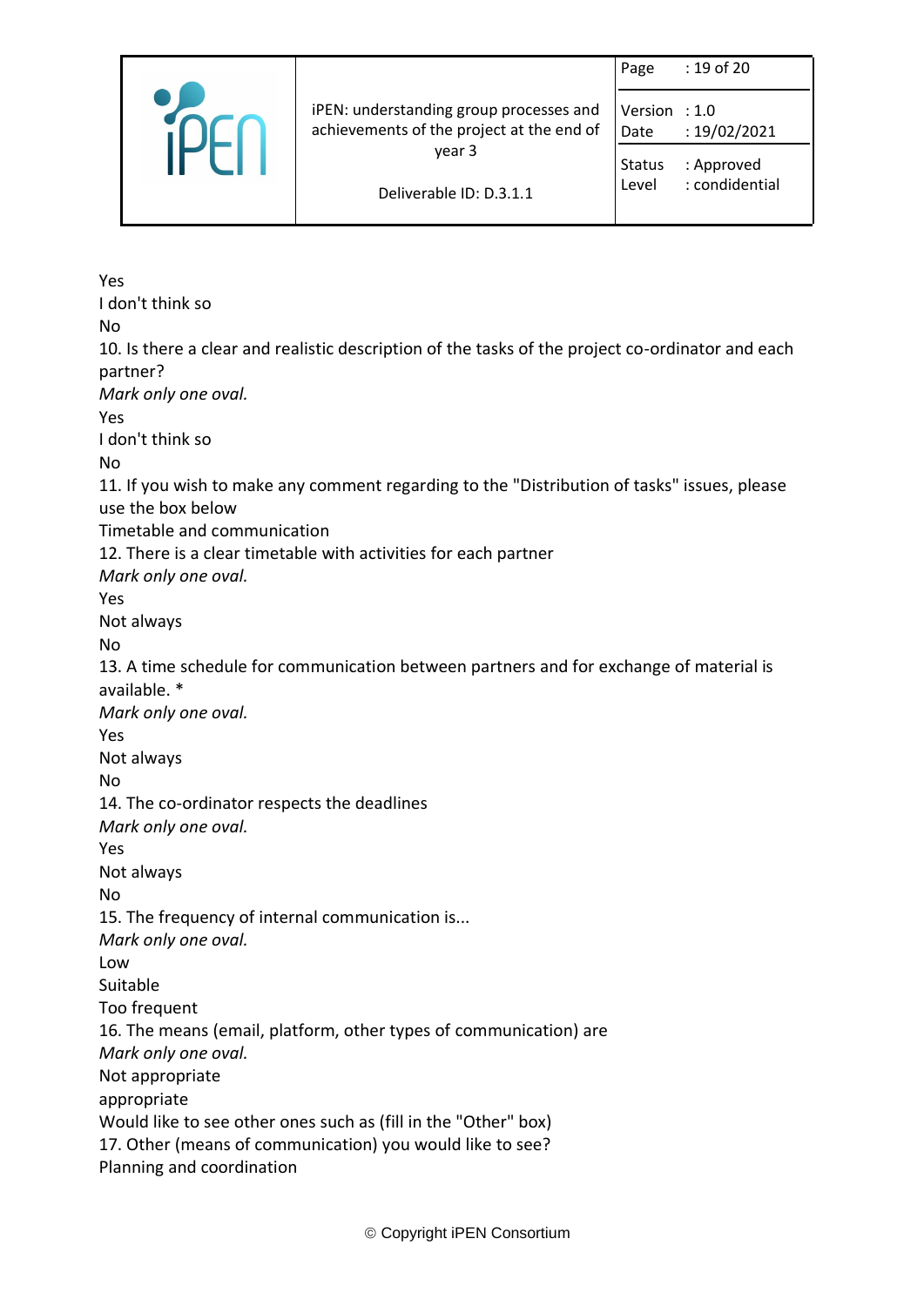Yes
I don't think so
No
10. Is there a clear and realistic description of the tasks of the project co-ordinator and each partner?
*Mark only one oval.*
Yes
I don't think so
No
11. If you wish to make any comment regarding to the "Distribution of tasks" issues, please use the box below
Timetable and communication
12. There is a clear timetable with activities for each partner
*Mark only one oval.*
Yes
Not always
No
13. A time schedule for communication between partners and for exchange of material is available. *
*Mark only one oval.*
Yes
Not always
No
14. The co-ordinator respects the deadlines
*Mark only one oval.*
Yes
Not always
No
15. The frequency of internal communication is...
*Mark only one oval.*
Low
Suitable
Too frequent
16. The means (email, platform, other types of communication) are
*Mark only one oval.*
Not appropriate
appropriate
Would like to see other ones such as (fill in the "Other" box)
17. Other (means of communication) you would like to see?
Planning and coordination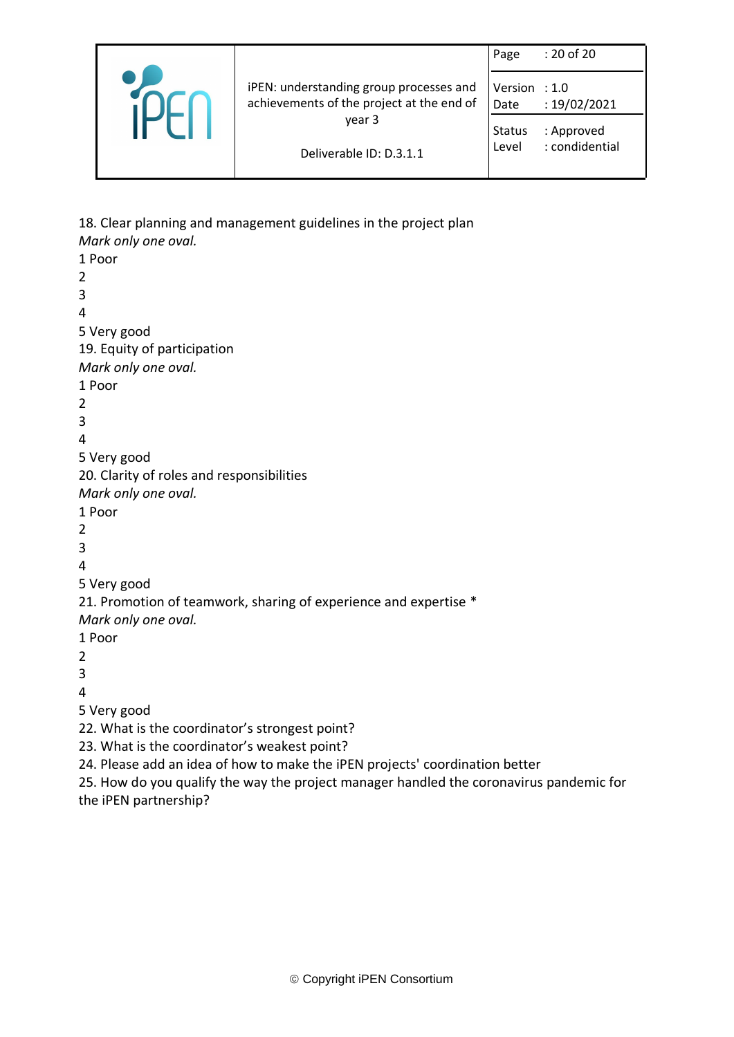18. Clear planning and management guidelines in the project plan

*Mark only one oval.*

1 Poor

2

3

4

5 Very good

19. Equity of participation

*Mark only one oval.*

1 Poor

2

3

4

5 Very good

20. Clarity of roles and responsibilities

*Mark only one oval.*

1 Poor

2

3

4

5 Very good

21. Promotion of teamwork, sharing of experience and expertise *

*Mark only one oval.*

1 Poor

2

3

4

5 Very good

22. What is the coordinator's strongest point?

23. What is the coordinator's weakest point?

24. Please add an idea of how to make the iPEN projects' coordination better

25. How do you qualify the way the project manager handled the coronavirus pandemic for the iPEN partnership?